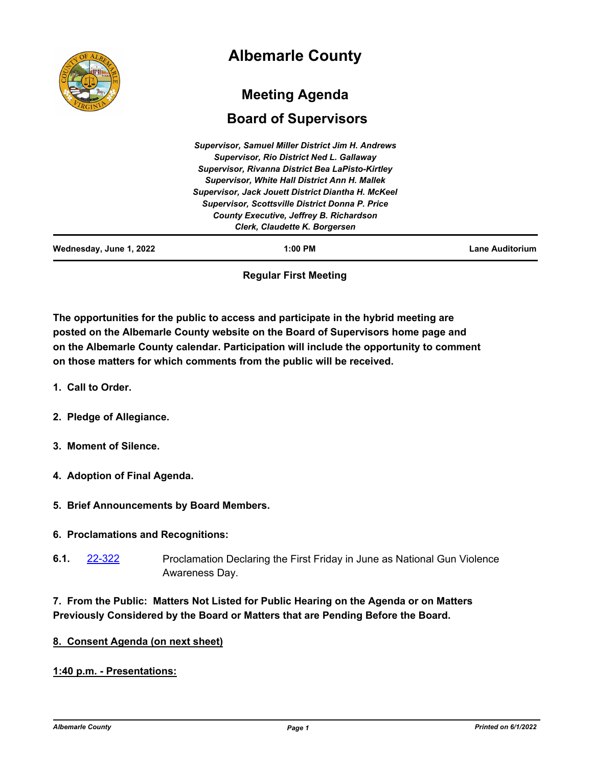# Albemarle County

## Meeting Agenda

## Board of Supervisors

*Supervisor, Samuel Miller District Jim H. Andrews*
*Supervisor, Rio District Ned L. Gallaway*
*Supervisor, Rivanna District Bea LaPisto-Kirtley*
*Supervisor, White Hall District Ann H. Mallek*
*Supervisor, Jack Jouett District Diantha H. McKeel*
*Supervisor, Scottsville District Donna P. Price*
*County Executive, Jeffrey B. Richardson*
*Clerk, Claudette K. Borgersen*

**Wednesday, June 1, 2022** | **1:00 PM** | **Lane Auditorium**

**Regular First Meeting**

**The opportunities for the public to access and participate in the hybrid meeting are posted on the Albemarle County website on the Board of Supervisors home page and on the Albemarle County calendar. Participation will include the opportunity to comment on those matters for which comments from the public will be received.**

**1. Call to Order.**

**2. Pledge of Allegiance.**

**3. Moment of Silence.**

**4. Adoption of Final Agenda.**

**5. Brief Announcements by Board Members.**

**6. Proclamations and Recognitions:**

**6.1.** 22-322 Proclamation Declaring the First Friday in June as National Gun Violence Awareness Day.

**7. From the Public: Matters Not Listed for Public Hearing on the Agenda or on Matters Previously Considered by the Board or Matters that are Pending Before the Board.**

**8. Consent Agenda (on next sheet)**

**1:40 p.m. - Presentations:**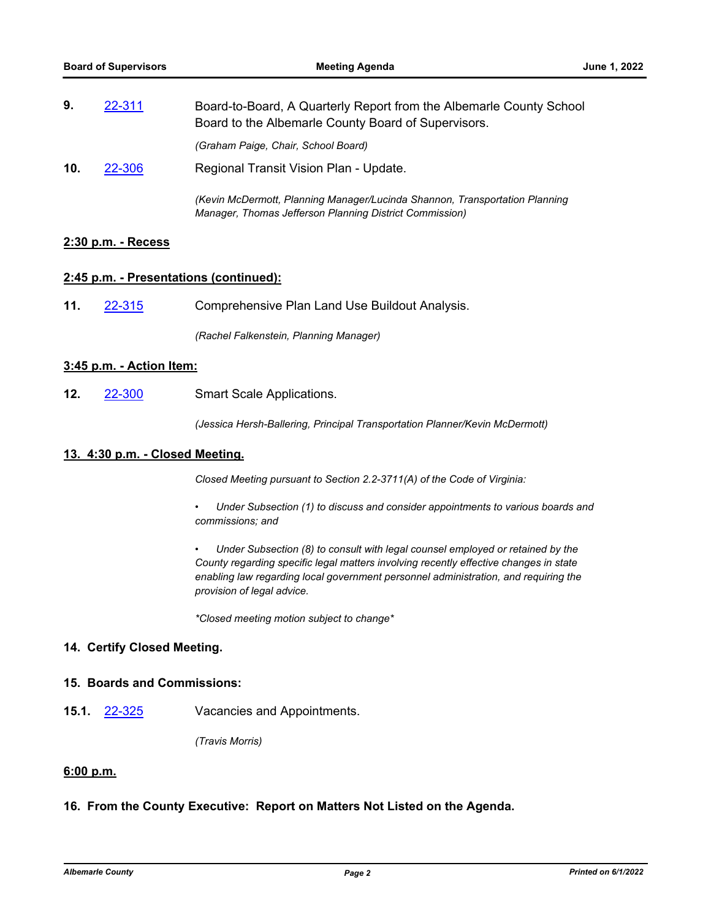**9.** [22-311](22-311) Board-to-Board, A Quarterly Report from the Albemarle County School Board to the Albemarle County Board of Supervisors.

*(Graham Paige, Chair, School Board)*

**10.** [22-306](22-306) Regional Transit Vision Plan - Update.

*(Kevin McDermott, Planning Manager/Lucinda Shannon, Transportation Planning Manager, Thomas Jefferson Planning District Commission)*

**2:30 p.m. - Recess**

**2:45 p.m. - Presentations (continued):**

**11.** [22-315](22-315) Comprehensive Plan Land Use Buildout Analysis.

*(Rachel Falkenstein, Planning Manager)*

**3:45 p.m. - Action Item:**

**12.** [22-300](22-300) Smart Scale Applications.

*(Jessica Hersh-Ballering, Principal Transportation Planner/Kevin McDermott)*

**13. 4:30 p.m. - Closed Meeting.**

*Closed Meeting pursuant to Section 2.2-3711(A) of the Code of Virginia:*

- *Under Subsection (1) to discuss and consider appointments to various boards and commissions; and*

- *Under Subsection (8) to consult with legal counsel employed or retained by the County regarding specific legal matters involving recently effective changes in state enabling law regarding local government personnel administration, and requiring the provision of legal advice.*

*\*Closed meeting motion subject to change\**

**14. Certify Closed Meeting.**

**15. Boards and Commissions:**

**15.1.** [22-325](22-325) Vacancies and Appointments.

*(Travis Morris)*

**6:00 p.m.**

**16. From the County Executive: Report on Matters Not Listed on the Agenda.**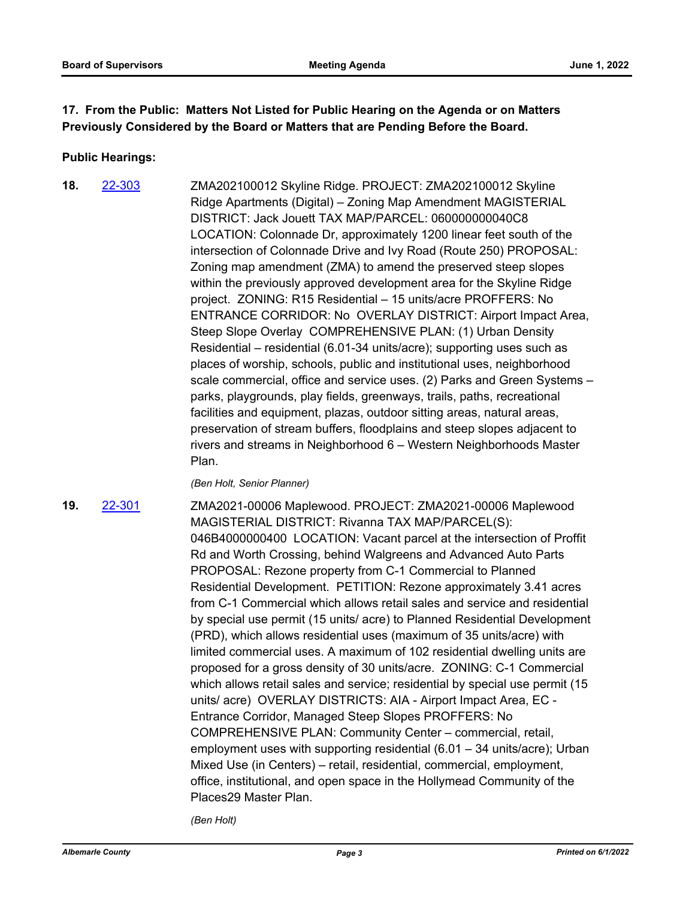**17. From the Public: Matters Not Listed for Public Hearing on the Agenda or on Matters Previously Considered by the Board or Matters that are Pending Before the Board.**

**Public Hearings:**

**18.** [22-303](#) ZMA202100012 Skyline Ridge. PROJECT: ZMA202100012 Skyline Ridge Apartments (Digital) – Zoning Map Amendment MAGISTERIAL DISTRICT: Jack Jouett TAX MAP/PARCEL: 060000000040C8 LOCATION: Colonnade Dr, approximately 1200 linear feet south of the intersection of Colonnade Drive and Ivy Road (Route 250) PROPOSAL: Zoning map amendment (ZMA) to amend the preserved steep slopes within the previously approved development area for the Skyline Ridge project. ZONING: R15 Residential – 15 units/acre PROFFERS: No ENTRANCE CORRIDOR: No OVERLAY DISTRICT: Airport Impact Area, Steep Slope Overlay COMPREHENSIVE PLAN: (1) Urban Density Residential – residential (6.01-34 units/acre); supporting uses such as places of worship, schools, public and institutional uses, neighborhood scale commercial, office and service uses. (2) Parks and Green Systems – parks, playgrounds, play fields, greenways, trails, paths, recreational facilities and equipment, plazas, outdoor sitting areas, natural areas, preservation of stream buffers, floodplains and steep slopes adjacent to rivers and streams in Neighborhood 6 – Western Neighborhoods Master Plan.

*(Ben Holt, Senior Planner)*

**19.** [22-301](#) ZMA2021-00006 Maplewood. PROJECT: ZMA2021-00006 Maplewood MAGISTERIAL DISTRICT: Rivanna TAX MAP/PARCEL(S): 046B4000000400 LOCATION: Vacant parcel at the intersection of Proffit Rd and Worth Crossing, behind Walgreens and Advanced Auto Parts PROPOSAL: Rezone property from C-1 Commercial to Planned Residential Development. PETITION: Rezone approximately 3.41 acres from C-1 Commercial which allows retail sales and service and residential by special use permit (15 units/ acre) to Planned Residential Development (PRD), which allows residential uses (maximum of 35 units/acre) with limited commercial uses. A maximum of 102 residential dwelling units are proposed for a gross density of 30 units/acre. ZONING: C-1 Commercial which allows retail sales and service; residential by special use permit (15 units/ acre) OVERLAY DISTRICTS: AIA - Airport Impact Area, EC - Entrance Corridor, Managed Steep Slopes PROFFERS: No COMPREHENSIVE PLAN: Community Center – commercial, retail, employment uses with supporting residential (6.01 – 34 units/acre); Urban Mixed Use (in Centers) – retail, residential, commercial, employment, office, institutional, and open space in the Hollymead Community of the Places29 Master Plan.

*(Ben Holt)*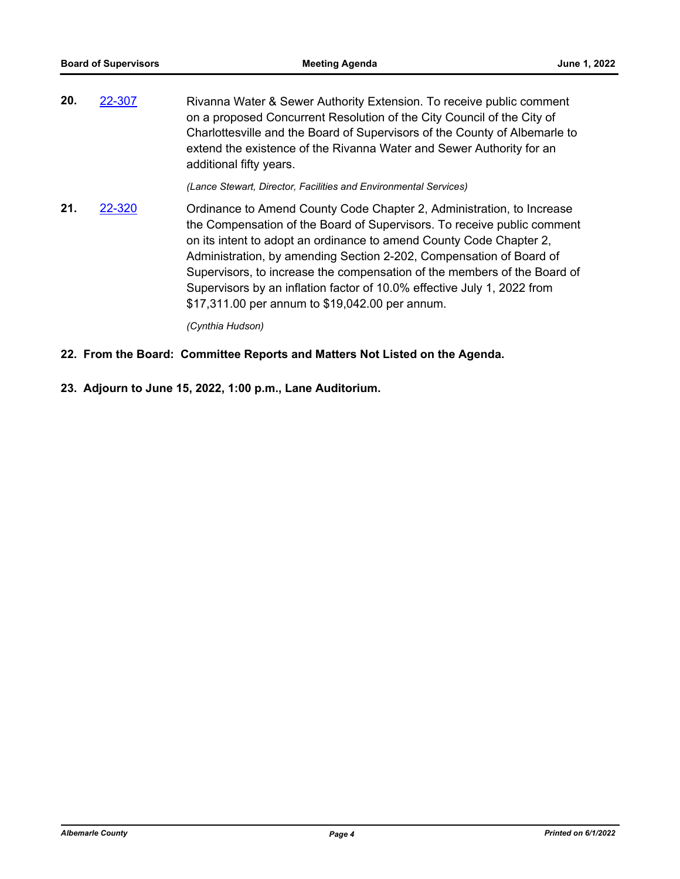**20.** 22-307 Rivanna Water & Sewer Authority Extension. To receive public comment on a proposed Concurrent Resolution of the City Council of the City of Charlottesville and the Board of Supervisors of the County of Albemarle to extend the existence of the Rivanna Water and Sewer Authority for an additional fifty years.

*(Lance Stewart, Director, Facilities and Environmental Services)*

**21.** 22-320 Ordinance to Amend County Code Chapter 2, Administration, to Increase the Compensation of the Board of Supervisors. To receive public comment on its intent to adopt an ordinance to amend County Code Chapter 2, Administration, by amending Section 2-202, Compensation of Board of Supervisors, to increase the compensation of the members of the Board of Supervisors by an inflation factor of 10.0% effective July 1, 2022 from $17,311.00 per annum to $19,042.00 per annum.

*(Cynthia Hudson)*

**22. From the Board: Committee Reports and Matters Not Listed on the Agenda.**

**23. Adjourn to June 15, 2022, 1:00 p.m., Lane Auditorium.**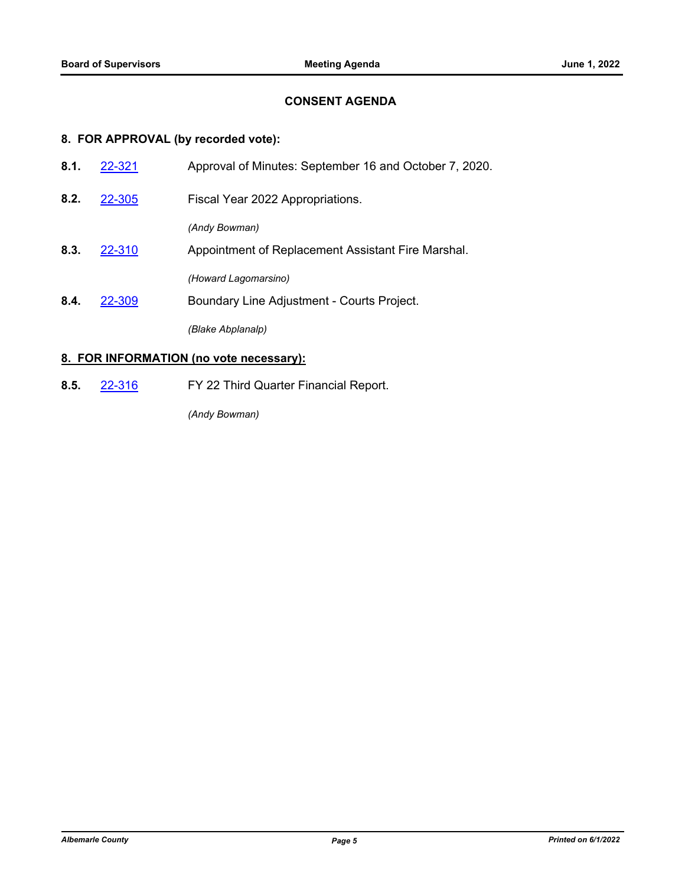## CONSENT AGENDA

### 8. FOR APPROVAL (by recorded vote):

**8.1.** 22-321 Approval of Minutes: September 16 and October 7, 2020.

**8.2.** 22-305 Fiscal Year 2022 Appropriations.

*(Andy Bowman)*

**8.3.** 22-310 Appointment of Replacement Assistant Fire Marshal.

*(Howard Lagomarsino)*

**8.4.** 22-309 Boundary Line Adjustment - Courts Project.

*(Blake Abplanalp)*

### 8. FOR INFORMATION (no vote necessary):

**8.5.** 22-316 FY 22 Third Quarter Financial Report.

*(Andy Bowman)*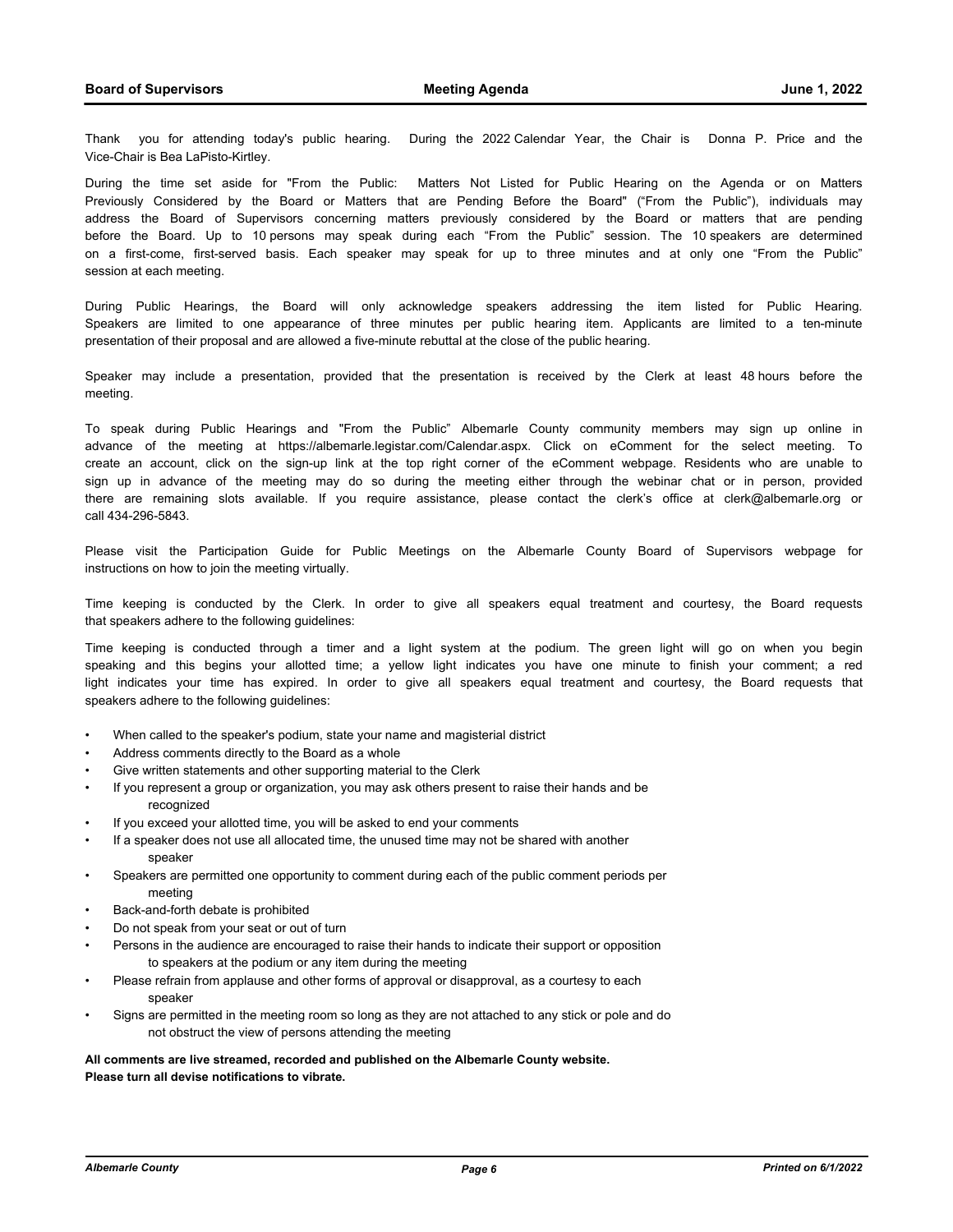Thank you for attending today's public hearing. During the 2022 Calendar Year, the Chair is Donna P. Price and the Vice-Chair is Bea LaPisto-Kirtley.

During the time set aside for "From the Public: Matters Not Listed for Public Hearing on the Agenda or on Matters Previously Considered by the Board or Matters that are Pending Before the Board" ("From the Public"), individuals may address the Board of Supervisors concerning matters previously considered by the Board or matters that are pending before the Board. Up to 10 persons may speak during each "From the Public" session. The 10 speakers are determined on a first-come, first-served basis. Each speaker may speak for up to three minutes and at only one "From the Public" session at each meeting.

During Public Hearings, the Board will only acknowledge speakers addressing the item listed for Public Hearing. Speakers are limited to one appearance of three minutes per public hearing item. Applicants are limited to a ten-minute presentation of their proposal and are allowed a five-minute rebuttal at the close of the public hearing.

Speaker may include a presentation, provided that the presentation is received by the Clerk at least 48 hours before the meeting.

To speak during Public Hearings and "From the Public" Albemarle County community members may sign up online in advance of the meeting at https://albemarle.legistar.com/Calendar.aspx. Click on eComment for the select meeting. To create an account, click on the sign-up link at the top right corner of the eComment webpage. Residents who are unable to sign up in advance of the meeting may do so during the meeting either through the webinar chat or in person, provided there are remaining slots available. If you require assistance, please contact the clerk's office at clerk@albemarle.org or call 434-296-5843.

Please visit the Participation Guide for Public Meetings on the Albemarle County Board of Supervisors webpage for instructions on how to join the meeting virtually.

Time keeping is conducted by the Clerk. In order to give all speakers equal treatment and courtesy, the Board requests that speakers adhere to the following guidelines:

Time keeping is conducted through a timer and a light system at the podium. The green light will go on when you begin speaking and this begins your allotted time; a yellow light indicates you have one minute to finish your comment; a red light indicates your time has expired. In order to give all speakers equal treatment and courtesy, the Board requests that speakers adhere to the following guidelines:

- When called to the speaker's podium, state your name and magisterial district
- Address comments directly to the Board as a whole
- Give written statements and other supporting material to the Clerk
- If you represent a group or organization, you may ask others present to raise their hands and be recognized
- If you exceed your allotted time, you will be asked to end your comments
- If a speaker does not use all allocated time, the unused time may not be shared with another speaker
- Speakers are permitted one opportunity to comment during each of the public comment periods per meeting
- Back-and-forth debate is prohibited
- Do not speak from your seat or out of turn
- Persons in the audience are encouraged to raise their hands to indicate their support or opposition to speakers at the podium or any item during the meeting
- Please refrain from applause and other forms of approval or disapproval, as a courtesy to each speaker
- Signs are permitted in the meeting room so long as they are not attached to any stick or pole and do not obstruct the view of persons attending the meeting

**All comments are live streamed, recorded and published on the Albemarle County website.**
**Please turn all devise notifications to vibrate.**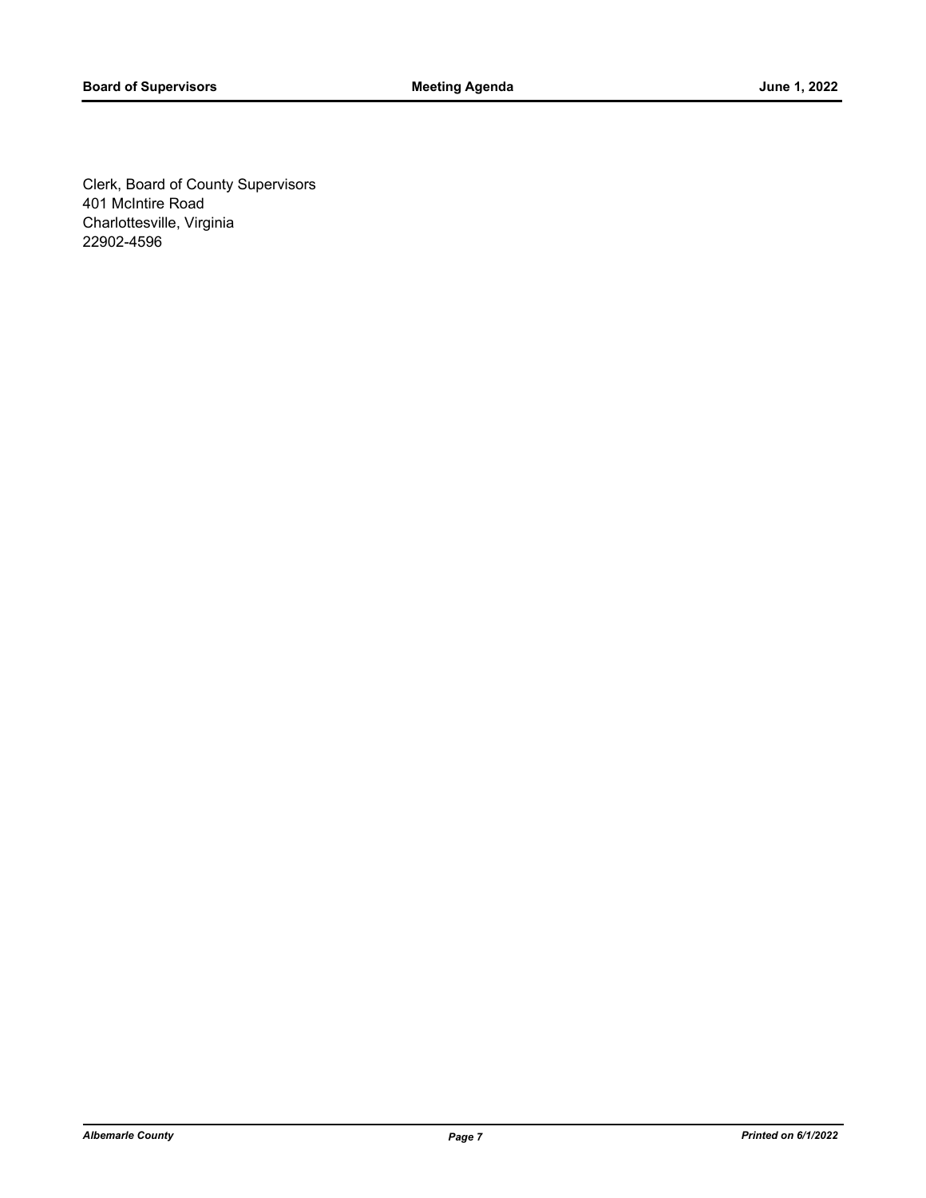Clerk, Board of County Supervisors
401 McIntire Road
Charlottesville, Virginia
22902-4596